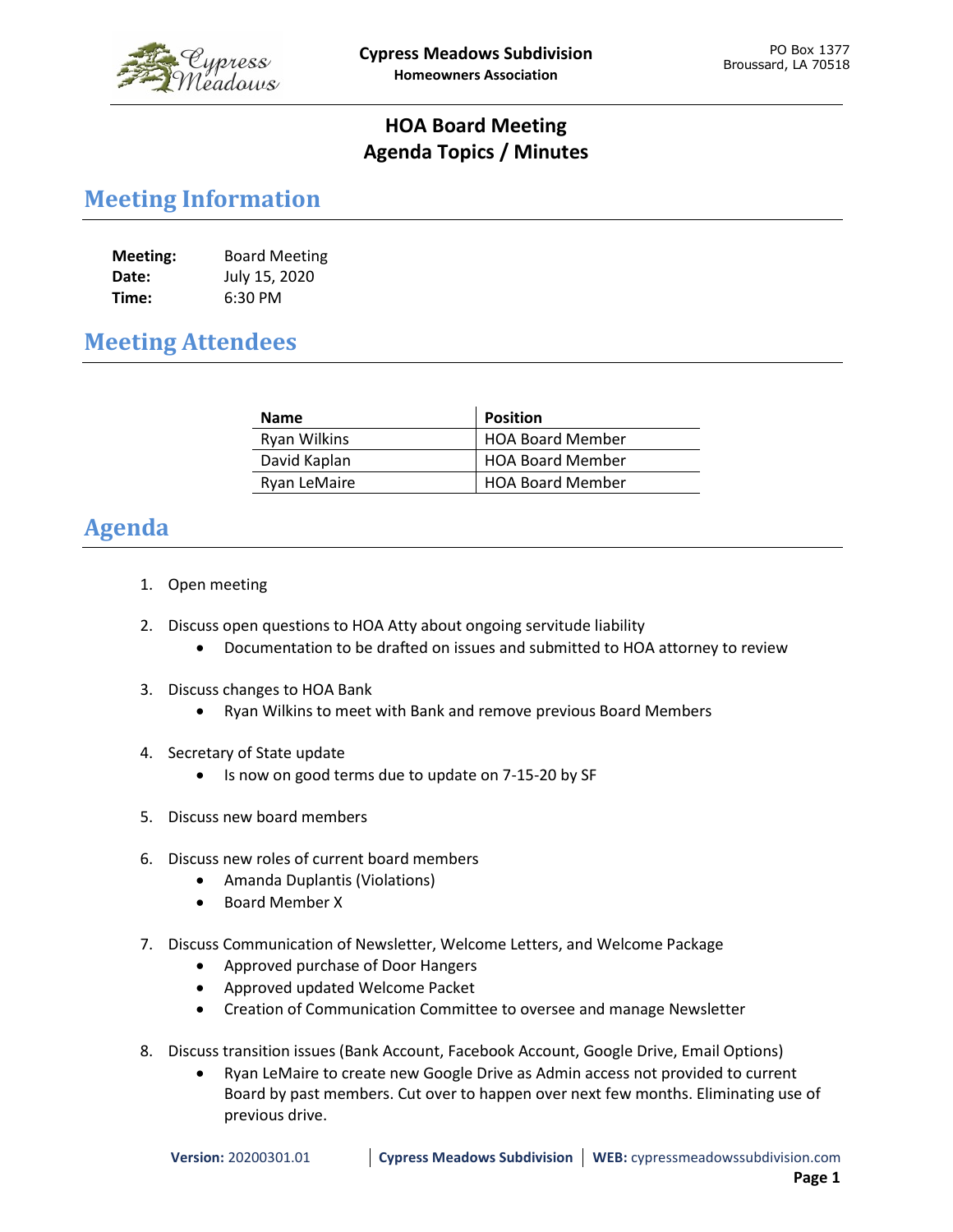**Cypress Meadows Subdivision**
**Homeowners Association**

PO Box 1377
Broussard, LA 70518

# HOA Board Meeting
# Agenda Topics / Minutes

## Meeting Information

**Meeting:** Board Meeting
**Date:** July 15, 2020
**Time:** 6:30 PM

## Meeting Attendees

| Name | Position |
|---|---|
| Ryan Wilkins | HOA Board Member |
| David Kaplan | HOA Board Member |
| Ryan LeMaire | HOA Board Member |

## Agenda

1. Open meeting
2. Discuss open questions to HOA Atty about ongoing servitude liability
   - Documentation to be drafted on issues and submitted to HOA attorney to review
3. Discuss changes to HOA Bank
   - Ryan Wilkins to meet with Bank and remove previous Board Members
4. Secretary of State update
   - Is now on good terms due to update on 7-15-20 by SF
5. Discuss new board members
6. Discuss new roles of current board members
   - Amanda Duplantis (Violations)
   - Board Member X
7. Discuss Communication of Newsletter, Welcome Letters, and Welcome Package
   - Approved purchase of Door Hangers
   - Approved updated Welcome Packet
   - Creation of Communication Committee to oversee and manage Newsletter
8. Discuss transition issues (Bank Account, Facebook Account, Google Drive, Email Options)
   - Ryan LeMaire to create new Google Drive as Admin access not provided to current Board by past members. Cut over to happen over next few months. Eliminating use of previous drive.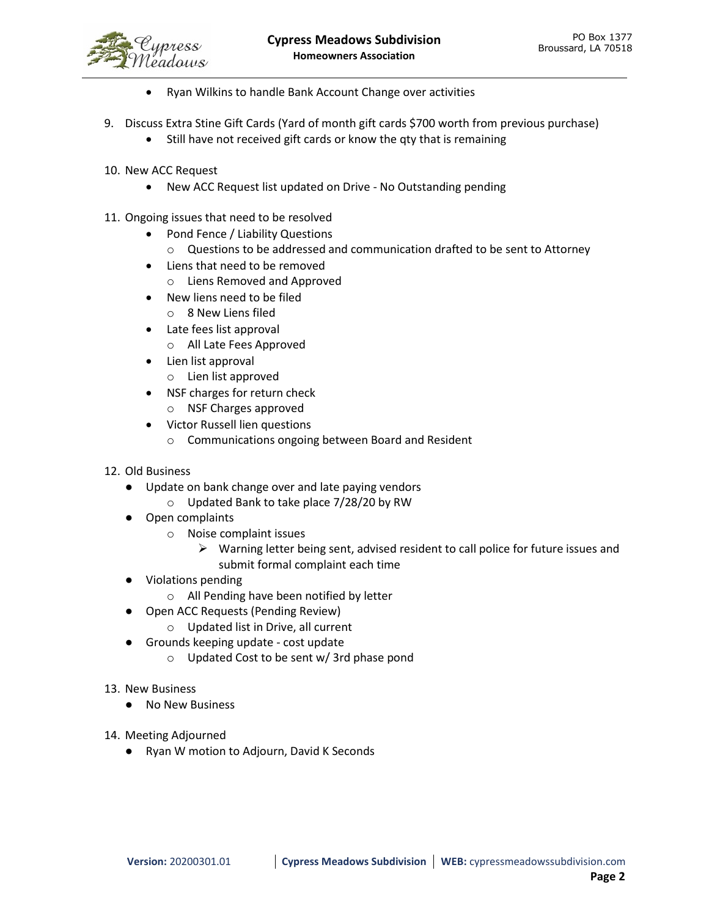- Ryan Wilkins to handle Bank Account Change over activities

9. Discuss Extra Stine Gift Cards (Yard of month gift cards $700 worth from previous purchase)
   - Still have not received gift cards or know the qty that is remaining

10. New ACC Request
    - New ACC Request list updated on Drive - No Outstanding pending

11. Ongoing issues that need to be resolved
    - Pond Fence / Liability Questions
      - Questions to be addressed and communication drafted to be sent to Attorney
    - Liens that need to be removed
      - Liens Removed and Approved
    - New liens need to be filed
      - 8 New Liens filed
    - Late fees list approval
      - All Late Fees Approved
    - Lien list approval
      - Lien list approved
    - NSF charges for return check
      - NSF Charges approved
    - Victor Russell lien questions
      - Communications ongoing between Board and Resident

12. Old Business
    - Update on bank change over and late paying vendors
      - Updated Bank to take place 7/28/20 by RW
    - Open complaints
      - Noise complaint issues
        - Warning letter being sent, advised resident to call police for future issues and submit formal complaint each time
    - Violations pending
      - All Pending have been notified by letter
    - Open ACC Requests (Pending Review)
      - Updated list in Drive, all current
    - Grounds keeping update - cost update
      - Updated Cost to be sent w/ 3rd phase pond

13. New Business
    - No New Business

14. Meeting Adjourned
    - Ryan W motion to Adjourn, David K Seconds